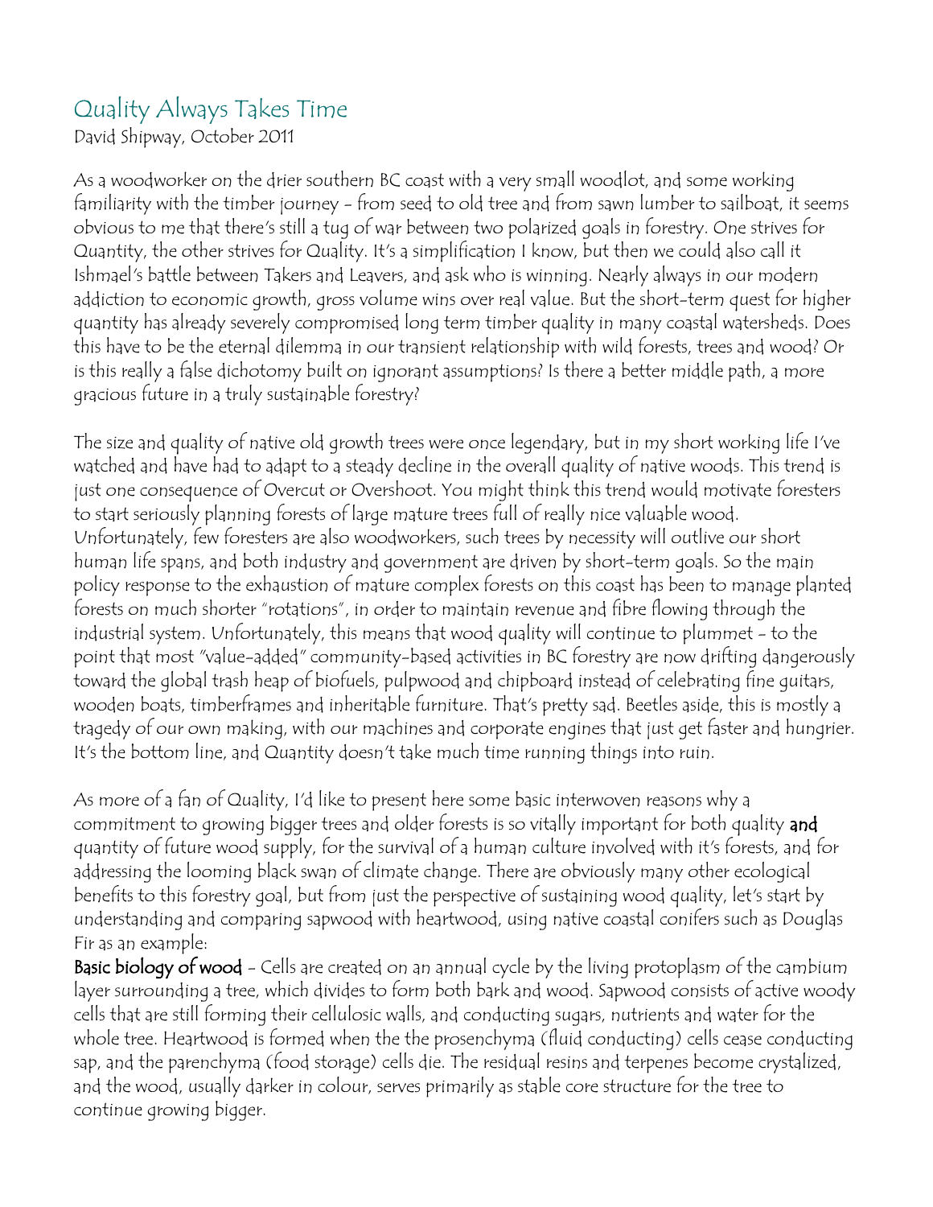# Quality Always Takes Time

David Shipway, October 2011

As a woodworker on the drier southern BC coast with a very small woodlot, and some working familiarity with the timber journey - from seed to old tree and from sawn lumber to sailboat, it seems obvious to me that there's still a tug of war between two polarized goals in forestry. One strives for Quantity, the other strives for Quality. It's a simplification I know, but then we could also call it Ishmael's battle between Takers and Leavers, and ask who is winning. Nearly always in our modern addiction to economic growth, gross volume wins over real value. But the short-term quest for higher quantity has already severely compromised long term timber quality in many coastal watersheds. Does this have to be the eternal dilemma in our transient relationship with wild forests, trees and wood? Or is this really a false dichotomy built on ignorant assumptions? Is there a better middle path, a more gracious future in a truly sustainable forestry?

The size and quality of native old growth trees were once legendary, but in my short working life I've watched and have had to adapt to a steady decline in the overall quality of native woods. This trend is just one consequence of Overcut or Overshoot. You might think this trend would motivate foresters to start seriously planning forests of large mature trees full of really nice valuable wood. Unfortunately, few foresters are also woodworkers, such trees by necessity will outlive our short human life spans, and both industry and government are driven by short-term goals. So the main policy response to the exhaustion of mature complex forests on this coast has been to manage planted forests on much shorter "rotations", in order to maintain revenue and fibre flowing through the industrial system. Unfortunately, this means that wood quality will continue to plummet - to the point that most "value-added" community-based activities in BC forestry are now drifting dangerously toward the global trash heap of biofuels, pulpwood and chipboard instead of celebrating fine guitars, wooden boats, timberframes and inheritable furniture. That's pretty sad. Beetles aside, this is mostly a tragedy of our own making, with our machines and corporate engines that just get faster and hungrier. It's the bottom line, and Quantity doesn't take much time running things into ruin.

As more of a fan of Quality, I'd like to present here some basic interwoven reasons why a commitment to growing bigger trees and older forests is so vitally important for both quality **and** quantity of future wood supply, for the survival of a human culture involved with it's forests, and for addressing the looming black swan of climate change. There are obviously many other ecological benefits to this forestry goal, but from just the perspective of sustaining wood quality, let's start by understanding and comparing sapwood with heartwood, using native coastal conifers such as Douglas Fir as an example:

**Basic biology of wood** - Cells are created on an annual cycle by the living protoplasm of the cambium layer surrounding a tree, which divides to form both bark and wood. Sapwood consists of active woody cells that are still forming their cellulosic walls, and conducting sugars, nutrients and water for the whole tree. Heartwood is formed when the the prosenchyma (fluid conducting) cells cease conducting sap, and the parenchyma (food storage) cells die. The residual resins and terpenes become crystalized, and the wood, usually darker in colour, serves primarily as stable core structure for the tree to continue growing bigger.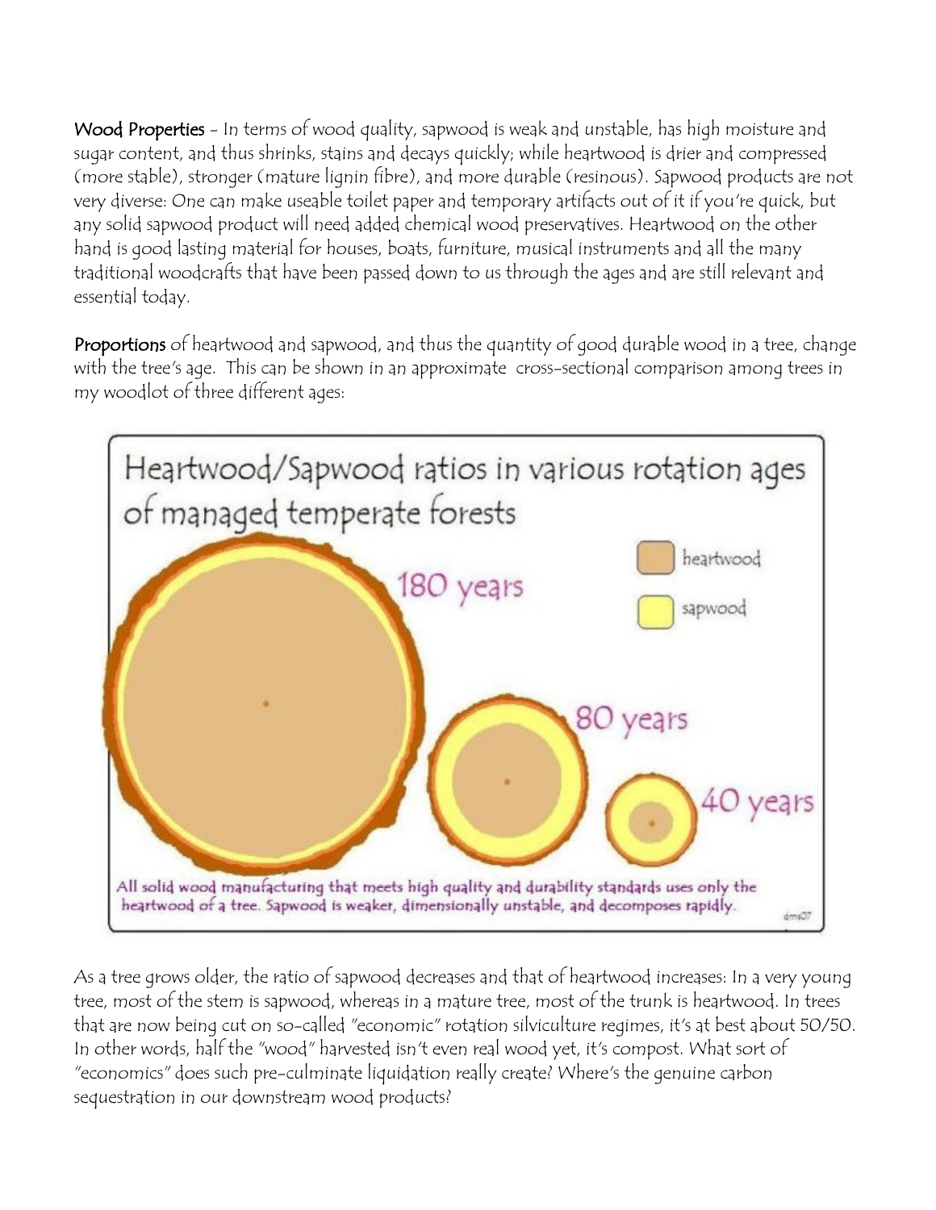**Wood Properties** - In terms of wood quality, sapwood is weak and unstable, has high moisture and sugar content, and thus shrinks, stains and decays quickly; while heartwood is drier and compressed (more stable), stronger (mature lignin fibre), and more durable (resinous). Sapwood products are not very diverse: One can make useable toilet paper and temporary artifacts out of it if you're quick, but any solid sapwood product will need added chemical wood preservatives. Heartwood on the other hand is good lasting material for houses, boats, furniture, musical instruments and all the many traditional woodcrafts that have been passed down to us through the ages and are still relevant and essential today.

**Proportions** of heartwood and sapwood, and thus the quantity of good durable wood in a tree, change with the tree's age. This can be shown in an approximate cross-sectional comparison among trees in my woodlot of three different ages:

Heartwood/Sapwood ratios in various rotation ages of managed temperate forests

heartwood

sapwood

180 years

80 years

40 years

All solid wood manufacturing that meets high quality and durability standards uses only the heartwood of a tree. Sapwood is weaker, dimensionally unstable, and decomposes rapidly.

dms07

As a tree grows older, the ratio of sapwood decreases and that of heartwood increases: In a very young tree, most of the stem is sapwood, whereas in a mature tree, most of the trunk is heartwood. In trees that are now being cut on so-called "economic" rotation silviculture regimes, it's at best about 50/50. In other words, half the "wood" harvested isn't even real wood yet, it's compost. What sort of "economics" does such pre-culminate liquidation really create? Where's the genuine carbon sequestration in our downstream wood products?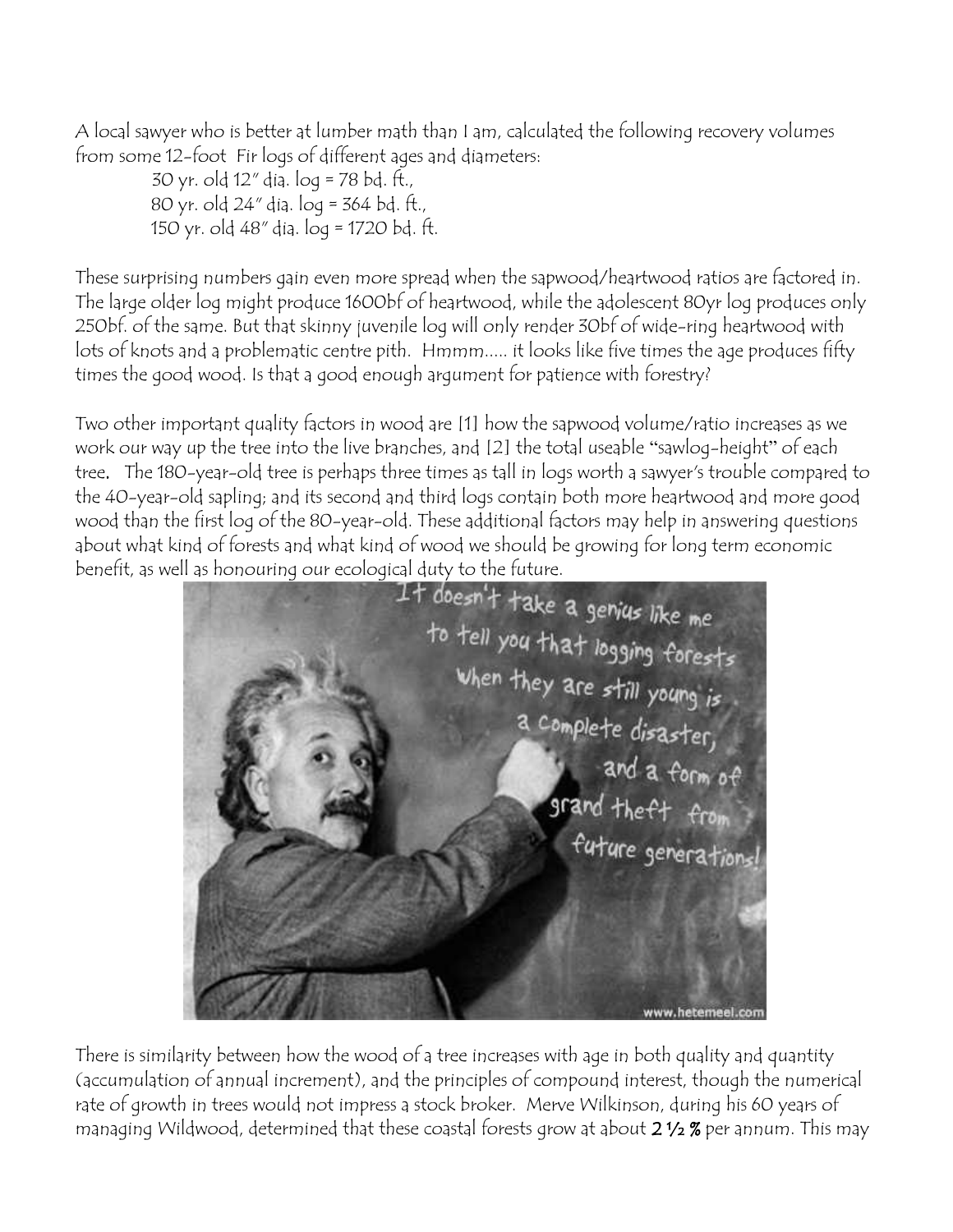A local sawyer who is better at lumber math than I am, calculated the following recovery volumes from some 12-foot Fir logs of different ages and diameters:

30 yr. old 12" dia. log = 78 bd. ft.,
80 yr. old 24" dia. log = 364 bd. ft.,
150 yr. old 48" dia. log = 1720 bd. ft.

These surprising numbers gain even more spread when the sapwood/heartwood ratios are factored in. The large older log might produce 1600bf of heartwood, while the adolescent 80yr log produces only 250bf. of the same. But that skinny juvenile log will only render 30bf of wide-ring heartwood with lots of knots and a problematic centre pith. Hmmm..... it looks like five times the age produces fifty times the good wood. Is that a good enough argument for patience with forestry?

Two other important quality factors in wood are [1] how the sapwood volume/ratio increases as we work our way up the tree into the live branches, and [2] the total useable "sawlog-height" of each tree. The 180-year-old tree is perhaps three times as tall in logs worth a sawyer's trouble compared to the 40-year-old sapling; and its second and third logs contain both more heartwood and more good wood than the first log of the 80-year-old. These additional factors may help in answering questions about what kind of forests and what kind of wood we should be growing for long term economic benefit, as well as honouring our ecological duty to the future.

There is similarity between how the wood of a tree increases with age in both quality and quantity (accumulation of annual increment), and the principles of compound interest, though the numerical rate of growth in trees would not impress a stock broker. Merve Wilkinson, during his 60 years of managing Wildwood, determined that these coastal forests grow at about **2 ½ %** per annum. This may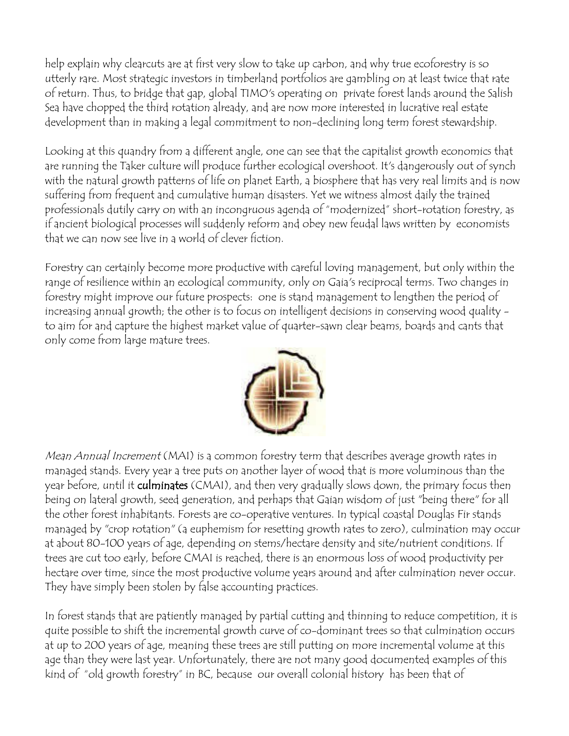help explain why clearcuts are at first very slow to take up carbon, and why true ecoforestry is so utterly rare. Most strategic investors in timberland portfolios are gambling on at least twice that rate of return. Thus, to bridge that gap, global TIMO's operating on private forest lands around the Salish Sea have chopped the third rotation already, and are now more interested in lucrative real estate development than in making a legal commitment to non-declining long term forest stewardship.

Looking at this quandry from a different angle, one can see that the capitalist growth economics that are running the Taker culture will produce further ecological overshoot. It's dangerously out of synch with the natural growth patterns of life on planet Earth, a biosphere that has very real limits and is now suffering from frequent and cumulative human disasters. Yet we witness almost daily the trained professionals dutily carry on with an incongruous agenda of "modernized" short-rotation forestry, as if ancient biological processes will suddenly reform and obey new feudal laws written by economists that we can now see live in a world of clever fiction.

Forestry can certainly become more productive with careful loving management, but only within the range of resilience within an ecological community, only on Gaia's reciprocal terms. Two changes in forestry might improve our future prospects: one is stand management to lengthen the period of increasing annual growth; the other is to focus on intelligent decisions in conserving wood quality - to aim for and capture the highest market value of quarter-sawn clear beams, boards and cants that only come from large mature trees.

*Mean Annual Increment* (MAI) is a common forestry term that describes average growth rates in managed stands. Every year a tree puts on another layer of wood that is more voluminous than the year before, until it **culminates** (CMAI), and then very gradually slows down, the primary focus then being on lateral growth, seed generation, and perhaps that Gaian wisdom of just "being there" for all the other forest inhabitants. Forests are co-operative ventures. In typical coastal Douglas Fir stands managed by "crop rotation" (a euphemism for resetting growth rates to zero), culmination may occur at about 80-100 years of age, depending on stems/hectare density and site/nutrient conditions. If trees are cut too early, before CMAI is reached, there is an enormous loss of wood productivity per hectare over time, since the most productive volume years around and after culmination never occur. They have simply been stolen by false accounting practices.

In forest stands that are patiently managed by partial cutting and thinning to reduce competition, it is quite possible to shift the incremental growth curve of co-dominant trees so that culmination occurs at up to 200 years of age, meaning these trees are still putting on more incremental volume at this age than they were last year. Unfortunately, there are not many good documented examples of this kind of "old growth forestry" in BC, because our overall colonial history has been that of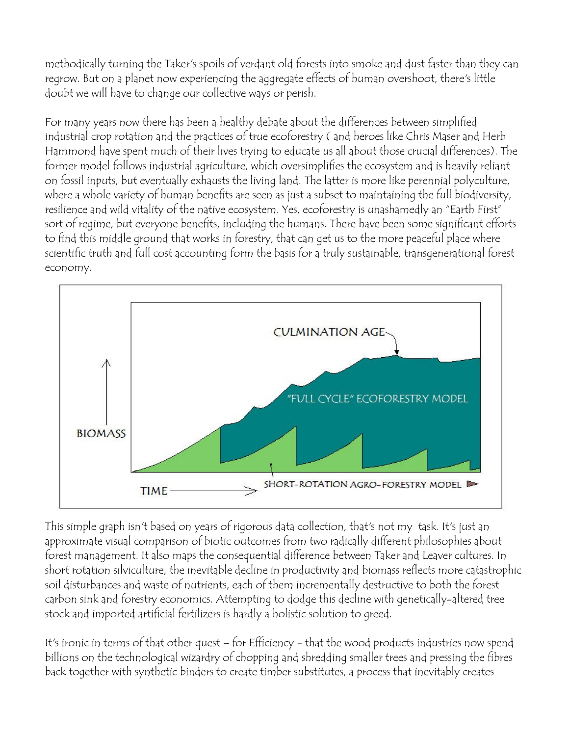methodically turning the Taker's spoils of verdant old forests into smoke and dust faster than they can regrow. But on a planet now experiencing the aggregate effects of human overshoot, there's little doubt we will have to change our collective ways or perish.

For many years now there has been a healthy debate about the differences between simplified industrial crop rotation and the practices of true ecoforestry ( and heroes like Chris Maser and Herb Hammond have spent much of their lives trying to educate us all about those crucial differences). The former model follows industrial agriculture, which oversimplifies the ecosystem and is heavily reliant on fossil inputs, but eventually exhausts the living land. The latter is more like perennial polyculture, where a whole variety of human benefits are seen as just a subset to maintaining the full biodiversity, resilience and wild vitality of the native ecosystem. Yes, ecoforestry is unashamedly an "Earth First" sort of regime, but everyone benefits, including the humans. There have been some significant efforts to find this middle ground that works in forestry, that can get us to the more peaceful place where scientific truth and full cost accounting form the basis for a truly sustainable, transgenerational forest economy.

This simple graph isn't based on years of rigorous data collection, that's not my task. It's just an approximate visual comparison of biotic outcomes from two radically different philosophies about forest management. It also maps the consequential difference between Taker and Leaver cultures. In short rotation silviculture, the inevitable decline in productivity and biomass reflects more catastrophic soil disturbances and waste of nutrients, each of them incrementally destructive to both the forest carbon sink and forestry economics. Attempting to dodge this decline with genetically-altered tree stock and imported artificial fertilizers is hardly a holistic solution to greed.

It's ironic in terms of that other quest – for Efficiency - that the wood products industries now spend billions on the technological wizardry of chopping and shredding smaller trees and pressing the fibres back together with synthetic binders to create timber substitutes, a process that inevitably creates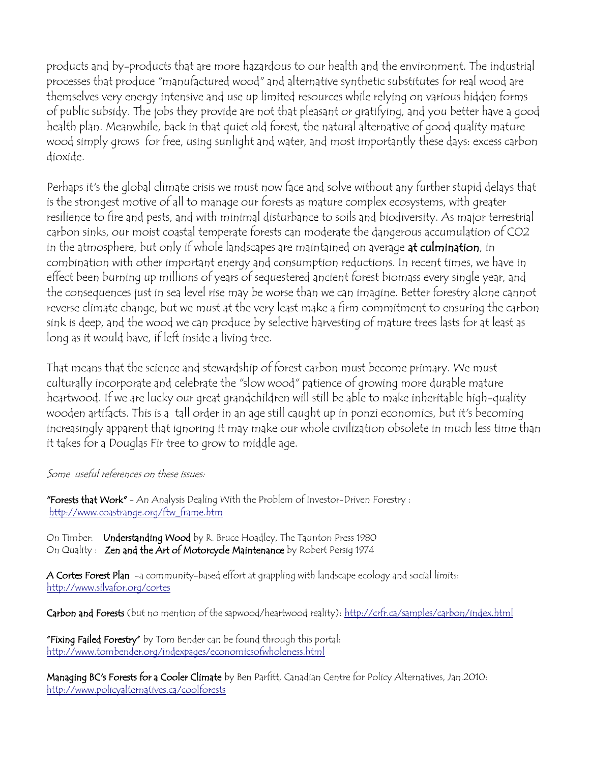products and by-products that are more hazardous to our health and the environment. The industrial processes that produce "manufactured wood" and alternative synthetic substitutes for real wood are themselves very energy intensive and use up limited resources while relying on various hidden forms of public subsidy. The jobs they provide are not that pleasant or gratifying, and you better have a good health plan. Meanwhile, back in that quiet old forest, the natural alternative of good quality mature wood simply grows for free, using sunlight and water, and most importantly these days: excess carbon dioxide.

Perhaps it's the global climate crisis we must now face and solve without any further stupid delays that is the strongest motive of all to manage our forests as mature complex ecosystems, with greater resilience to fire and pests, and with minimal disturbance to soils and biodiversity. As major terrestrial carbon sinks, our moist coastal temperate forests can moderate the dangerous accumulation of $CO_2$ in the atmosphere, but only if whole landscapes are maintained on average **at culmination**, in combination with other important energy and consumption reductions. In recent times, we have in effect been burning up millions of years of sequestered ancient forest biomass every single year, and the consequences just in sea level rise may be worse than we can imagine. Better forestry alone cannot reverse climate change, but we must at the very least make a firm commitment to ensuring the carbon sink is deep, and the wood we can produce by selective harvesting of mature trees lasts for at least as long as it would have, if left inside a living tree.

That means that the science and stewardship of forest carbon must become primary. We must culturally incorporate and celebrate the "slow wood" patience of growing more durable mature heartwood. If we are lucky our great grandchildren will still be able to make inheritable high-quality wooden artifacts. This is a tall order in an age still caught up in ponzi economics, but it's becoming increasingly apparent that ignoring it may make our whole civilization obsolete in much less time than it takes for a Douglas Fir tree to grow to middle age.

*Some useful references on these issues:*

**"Forests that Work"** - An Analysis Dealing With the Problem of Investor-Driven Forestry : http://www.coastrange.org/ftw_frame.htm

On Timber: **Understanding Wood** by R. Bruce Hoadley, The Taunton Press 1980
On Quality : **Zen and the Art of Motorcycle Maintenance** by Robert Persig 1974

**A Cortes Forest Plan** -a community-based effort at grappling with landscape ecology and social limits: http://www.silvafor.org/cortes

**Carbon and Forests** (but no mention of the sapwood/heartwood reality): http://crfr.ca/samples/carbon/index.html

**"Fixing Failed Forestry"** by Tom Bender can be found through this portal: http://www.tombender.org/indexpages/economicsofwholeness.html

**Managing BC's Forests for a Cooler Climate** by Ben Parfitt, Canadian Centre for Policy Alternatives, Jan.2010: http://www.policyalternatives.ca/coolforests